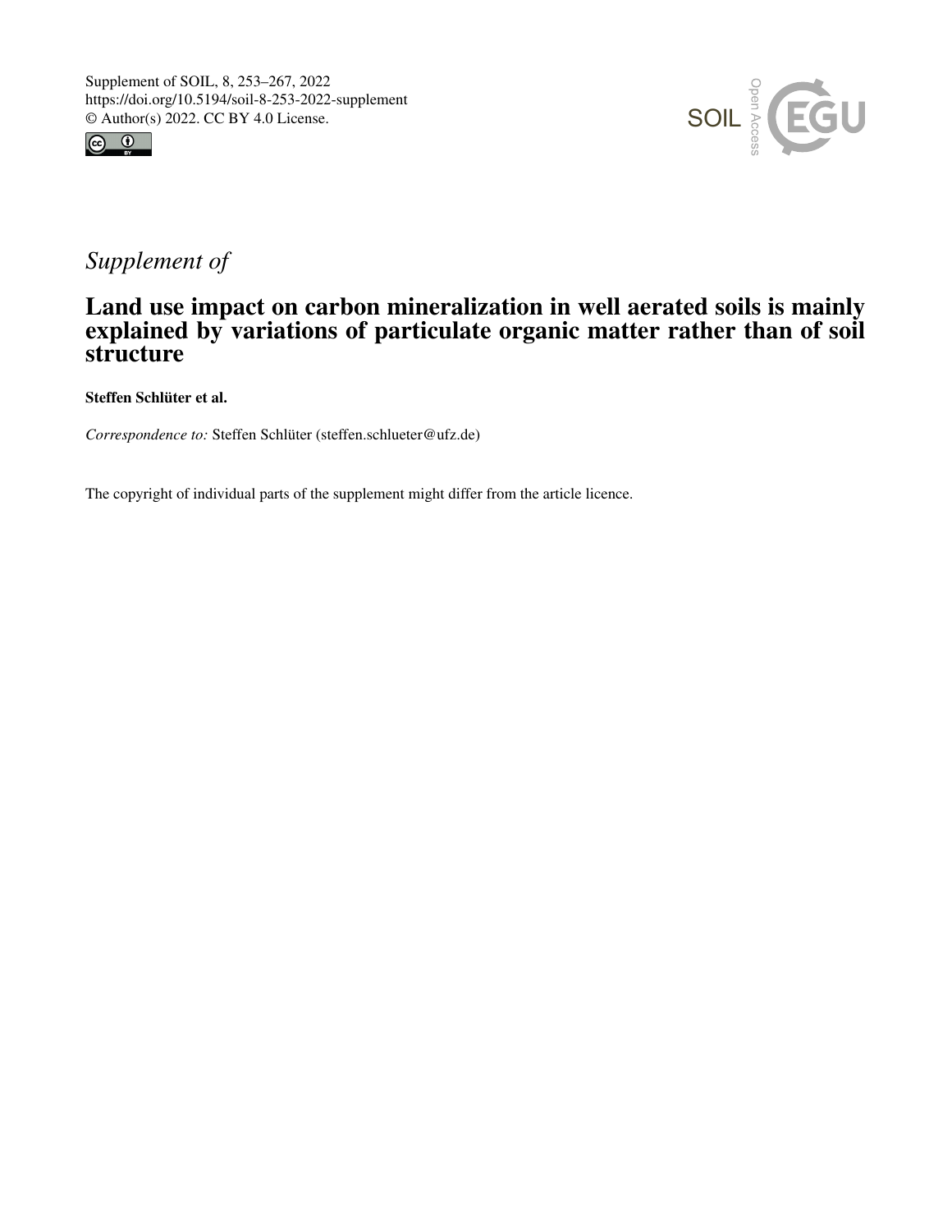Supplement of SOIL, 8, 253–267, 2022
https://doi.org/10.5194/soil-8-253-2022-supplement
© Author(s) 2022. CC BY 4.0 License.

*Supplement of*

# Land use impact on carbon mineralization in well aerated soils is mainly explained by variations of particulate organic matter rather than of soil structure

**Steffen Schlüter et al.**

*Correspondence to:* Steffen Schlüter (steffen.schlueter@ufz.de)

The copyright of individual parts of the supplement might differ from the article licence.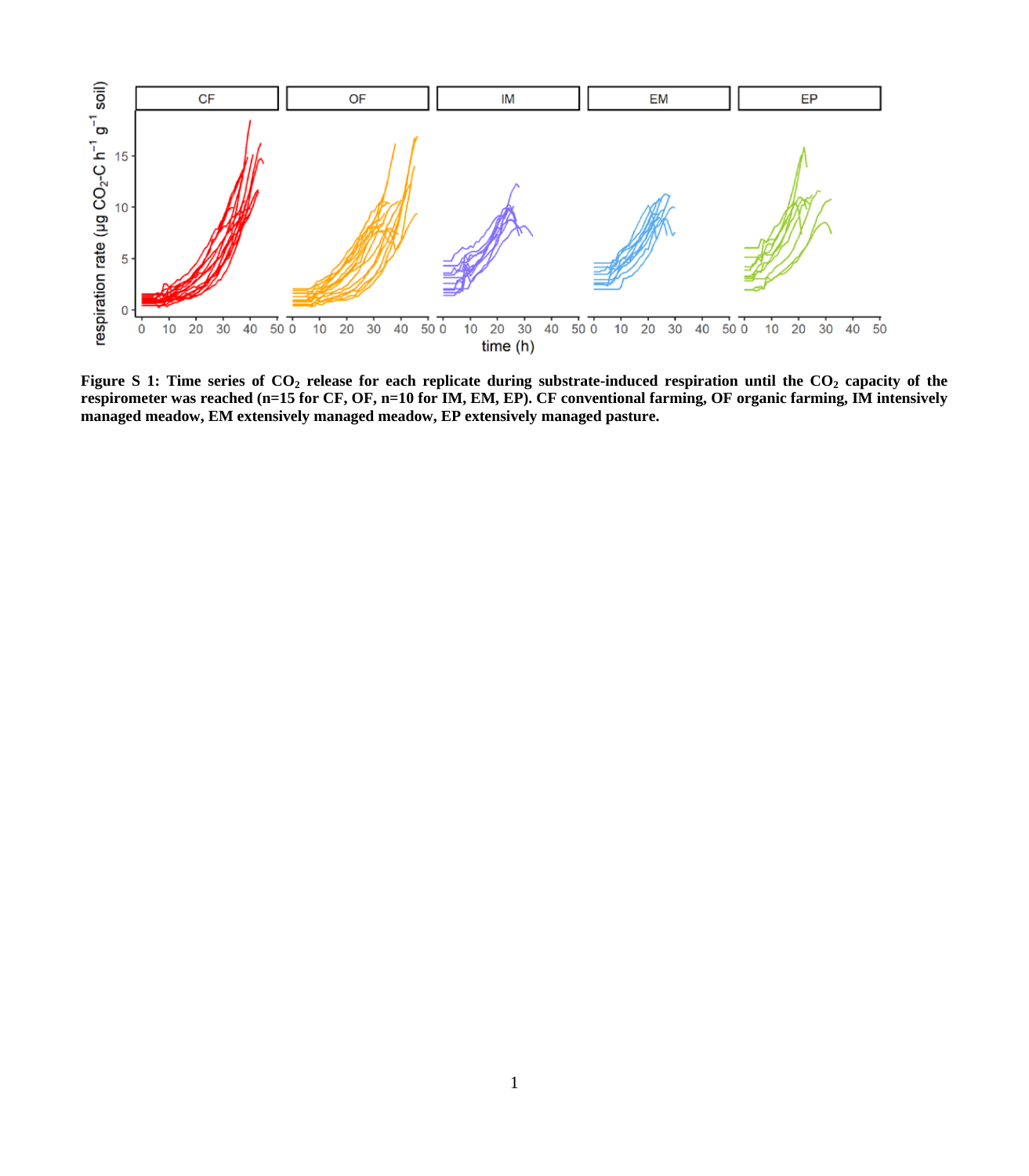**Figure S 1: Time series of $CO_2$ release for each replicate during substrate-induced respiration until the $CO_2$ capacity of the respirometer was reached (n=15 for CF, OF, n=10 for IM, EM, EP). CF conventional farming, OF organic farming, IM intensively managed meadow, EM extensively managed meadow, EP extensively managed pasture.**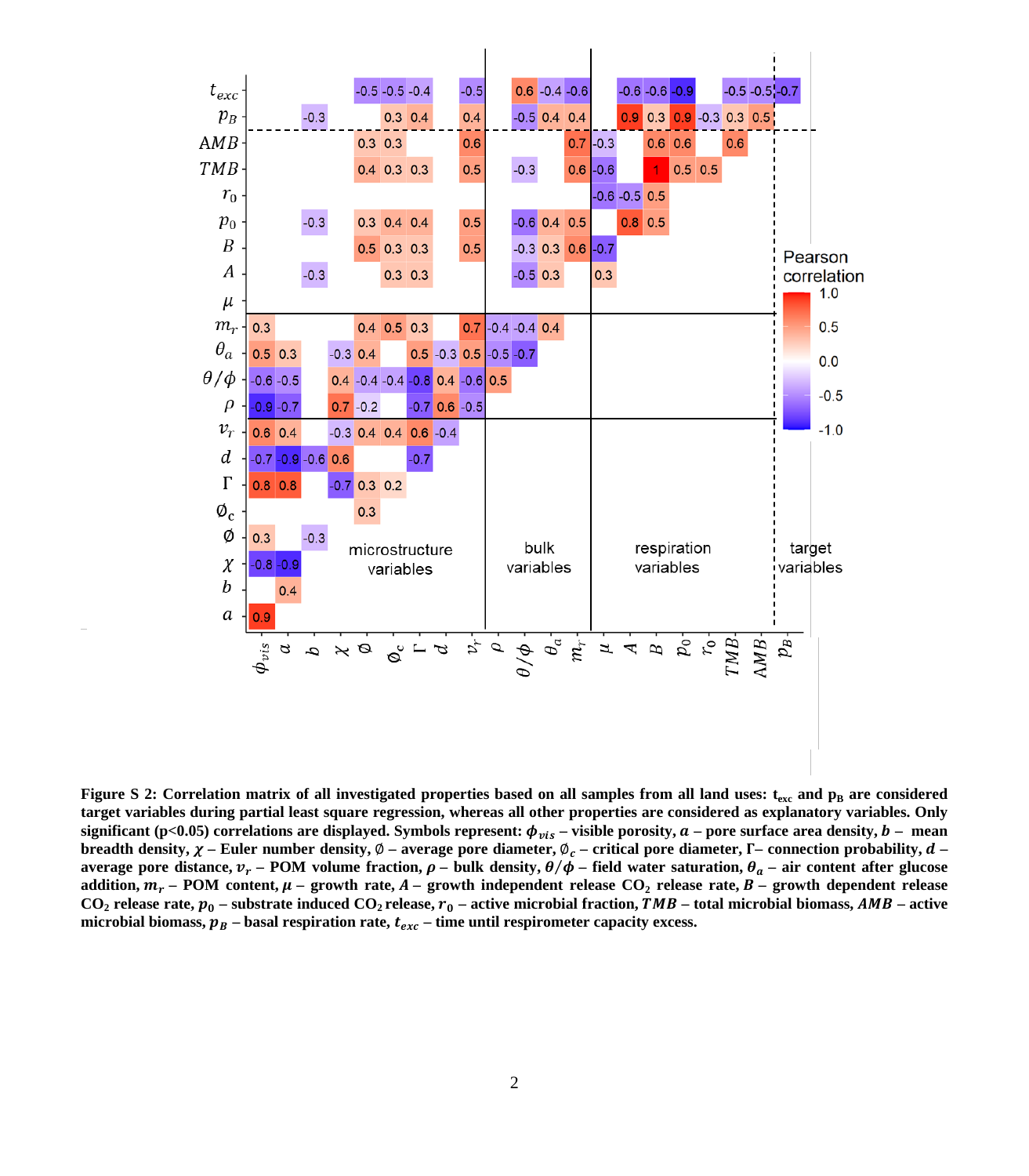**Figure S 2: Correlation matrix of all investigated properties based on all samples from all land uses: $t_{exc}$ and $p_B$ are considered target variables during partial least square regression, whereas all other properties are considered as explanatory variables. Only significant ($p<0.05$) correlations are displayed. Symbols represent: $\phi_{vis}$ – visible porosity, $a$ – pore surface area density, $b$ – mean breadth density, $\chi$ – Euler number density, $\emptyset$ – average pore diameter, $\emptyset_c$ – critical pore diameter, $\Gamma$– connection probability, $d$ – average pore distance, $v_r$ – POM volume fraction, $\rho$ – bulk density, $\theta/\phi$ – field water saturation, $\theta_a$ – air content after glucose addition, $m_r$ – POM content, $\mu$ – growth rate, $A$ – growth independent release $CO_2$ release rate, $B$ – growth dependent release $CO_2$ release rate, $p_0$ – substrate induced $CO_2$ release, $r_0$ – active microbial fraction, $TMB$ – total microbial biomass, $AMB$ – active microbial biomass, $p_B$ – basal respiration rate, $t_{exc}$ – time until respirometer capacity excess.**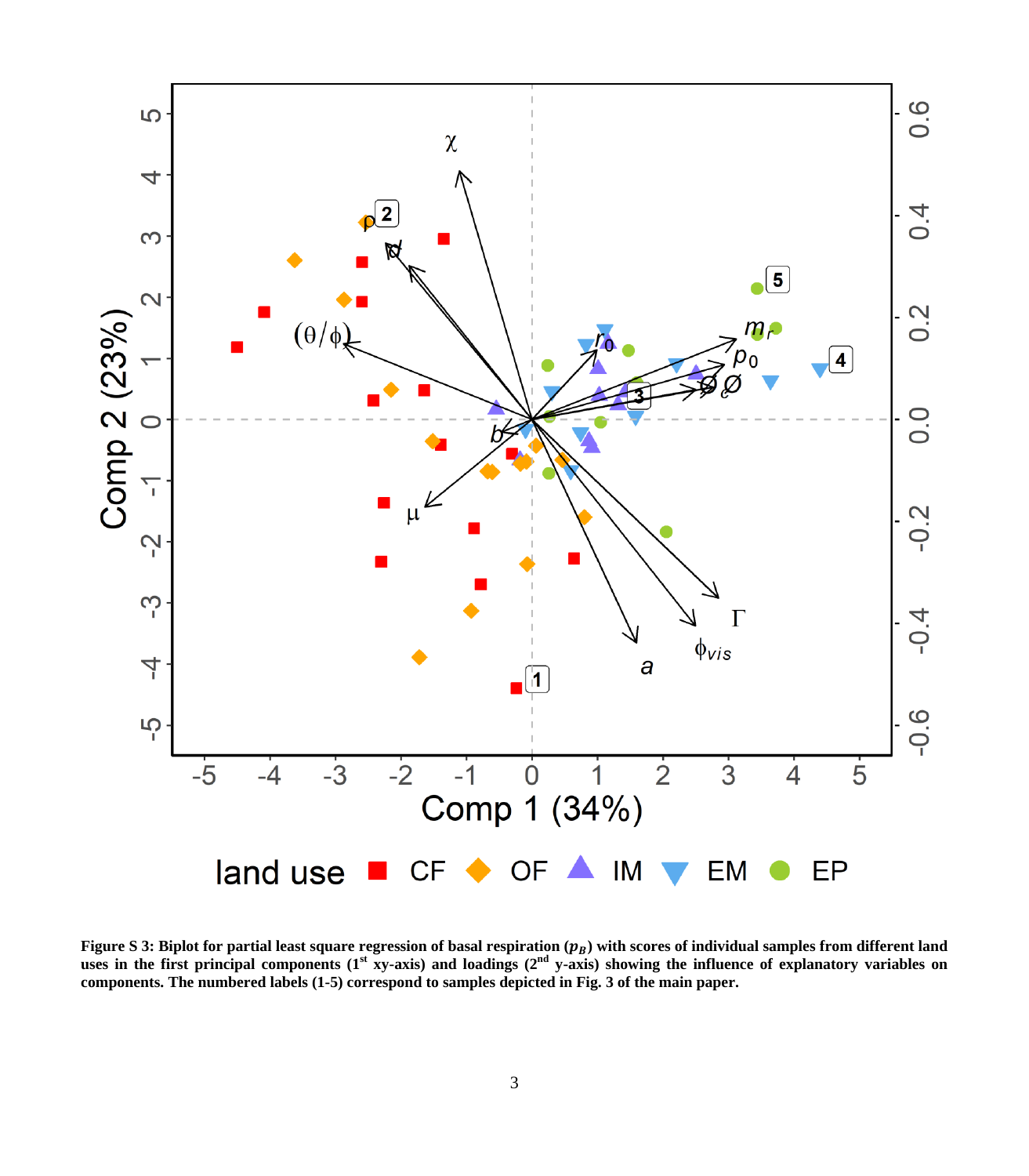**Figure S 3: Biplot for partial least square regression of basal respiration ($p_B$) with scores of individual samples from different land uses in the first principal components (1st xy-axis) and loadings (2nd y-axis) showing the influence of explanatory variables on components. The numbered labels (1-5) correspond to samples depicted in Fig. 3 of the main paper.**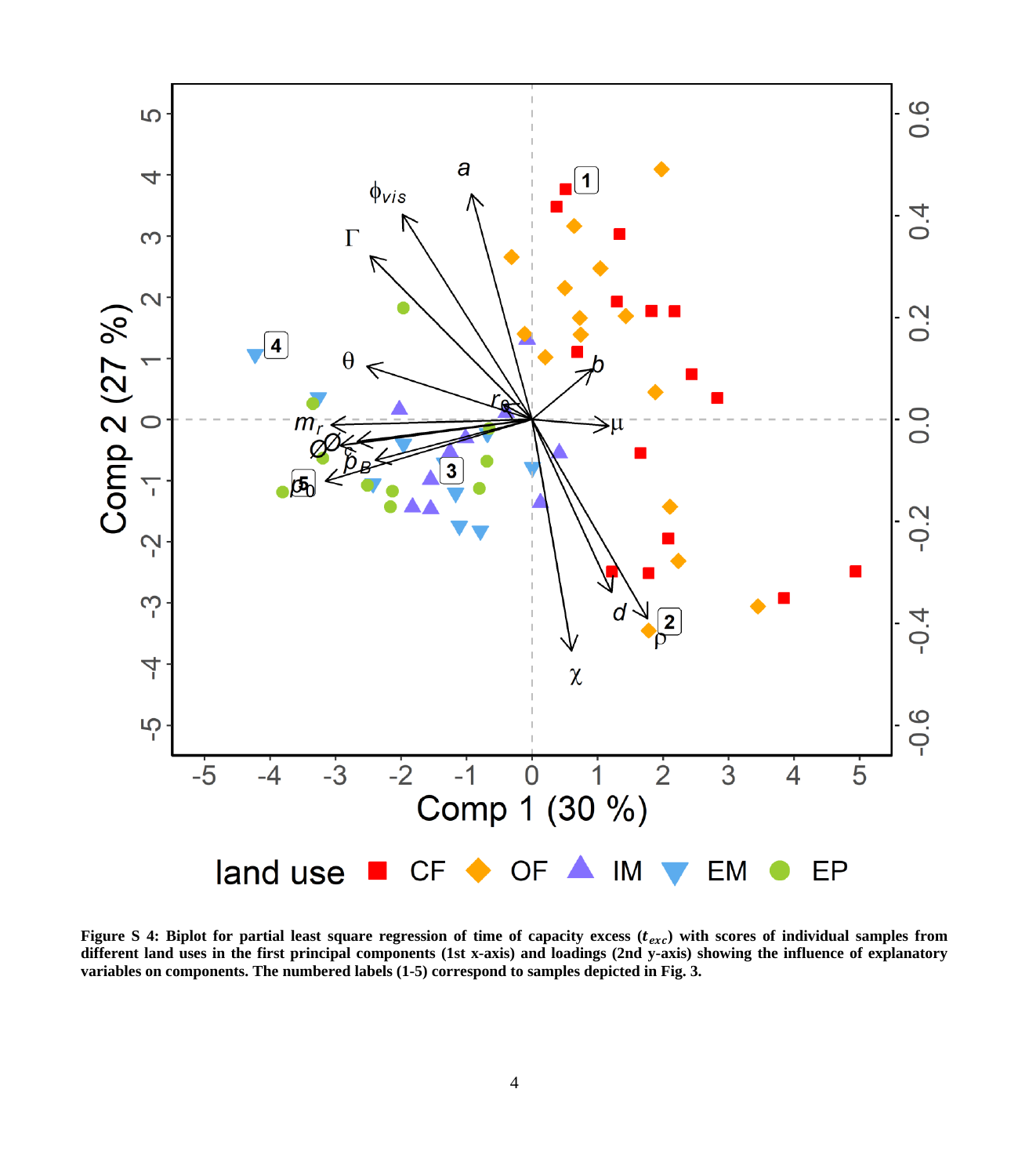Comp 2 (27 %)

Comp 1 (30 %)

5
4
3
2
1
0
-1
-2
-3
-4
-5

0.6
0.4
0.2
0.0
-0.2
-0.4
-0.6

-5 -4 -3 -2 -1 0 1 2 3 4 5

a

$\phi_{vis}$

$\Gamma$

$\theta$

$r_e$

b

$\mu$

$m_r$

$\varnothing$

$c$

$\rho_B$

$\rho_0$

d

$\rho$

$\chi$

1
2
3
4
5

land use CF OF IM EM EP

**Figure S 4: Biplot for partial least square regression of time of capacity excess ($t_{exc}$) with scores of individual samples from different land uses in the first principal components (1st x-axis) and loadings (2nd y-axis) showing the influence of explanatory variables on components. The numbered labels (1-5) correspond to samples depicted in Fig. 3.**